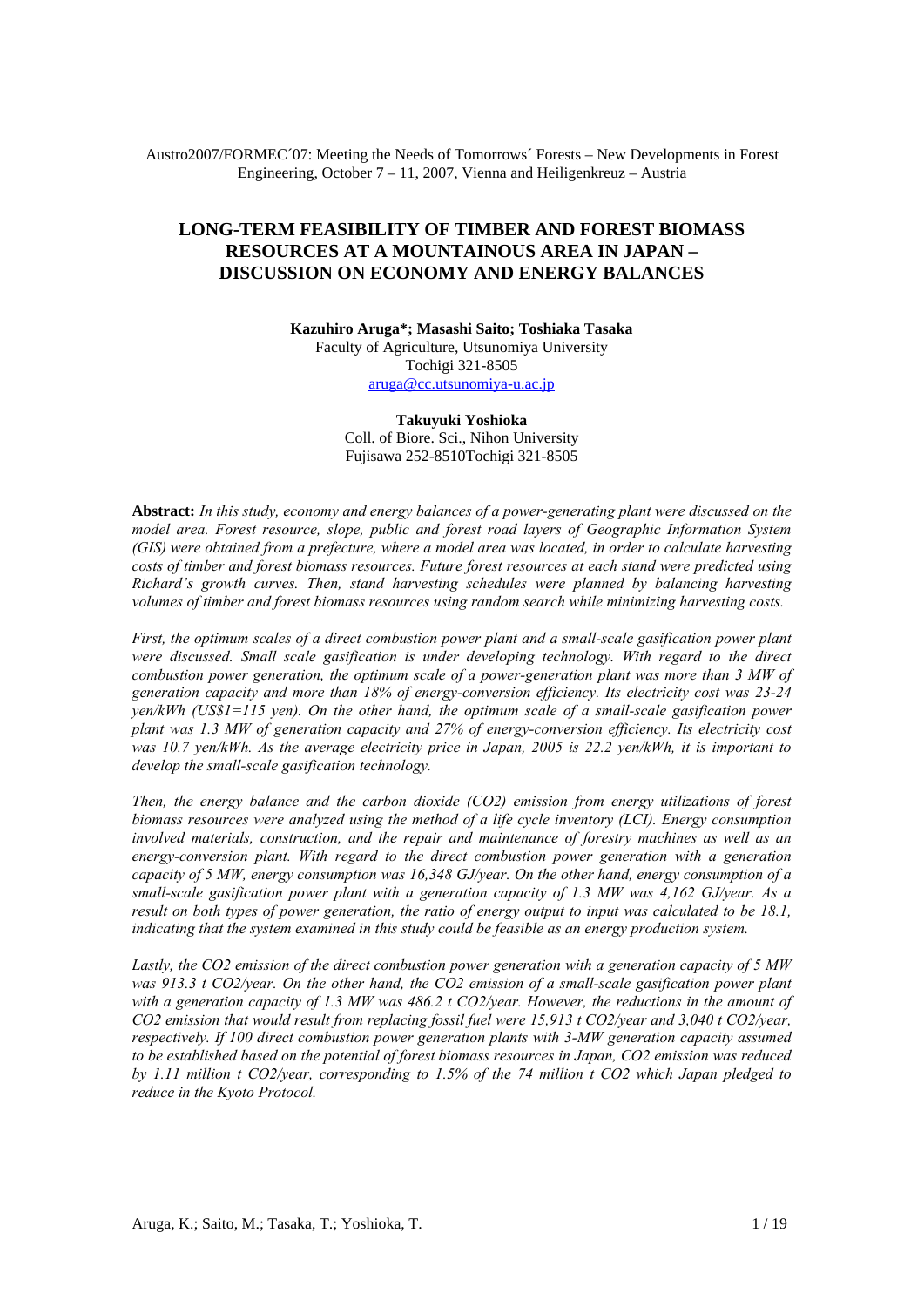Austro2007/FORMEC´07: Meeting the Needs of Tomorrows´ Forests – New Developments in Forest Engineering, October 7 – 11, 2007, Vienna and Heiligenkreuz – Austria

# LONG-TERM FEASIBILITY OF TIMBER AND FOREST BIOMASS RESOURCES AT A MOUNTAINOUS AREA IN JAPAN – DISCUSSION ON ECONOMY AND ENERGY BALANCES

**Kazuhiro Aruga\*; Masashi Saito; Toshiaka Tasaka**
Faculty of Agriculture, Utsunomiya University
Tochigi 321-8505
aruga@cc.utsunomiya-u.ac.jp

**Takuyuki Yoshioka**
Coll. of Biore. Sci., Nihon University
Fujisawa 252-8510Tochigi 321-8505

**Abstract:** *In this study, economy and energy balances of a power-generating plant were discussed on the model area. Forest resource, slope, public and forest road layers of Geographic Information System (GIS) were obtained from a prefecture, where a model area was located, in order to calculate harvesting costs of timber and forest biomass resources. Future forest resources at each stand were predicted using Richard's growth curves. Then, stand harvesting schedules were planned by balancing harvesting volumes of timber and forest biomass resources using random search while minimizing harvesting costs.*

*First, the optimum scales of a direct combustion power plant and a small-scale gasification power plant were discussed. Small scale gasification is under developing technology. With regard to the direct combustion power generation, the optimum scale of a power-generation plant was more than 3 MW of generation capacity and more than 18% of energy-conversion efficiency. Its electricity cost was 23-24 yen/kWh (US\$1=115 yen). On the other hand, the optimum scale of a small-scale gasification power plant was 1.3 MW of generation capacity and 27% of energy-conversion efficiency. Its electricity cost was 10.7 yen/kWh. As the average electricity price in Japan, 2005 is 22.2 yen/kWh, it is important to develop the small-scale gasification technology.*

*Then, the energy balance and the carbon dioxide ($CO_2$) emission from energy utilizations of forest biomass resources were analyzed using the method of a life cycle inventory (LCI). Energy consumption involved materials, construction, and the repair and maintenance of forestry machines as well as an energy-conversion plant. With regard to the direct combustion power generation with a generation capacity of 5 MW, energy consumption was 16,348 GJ/year. On the other hand, energy consumption of a small-scale gasification power plant with a generation capacity of 1.3 MW was 4,162 GJ/year. As a result on both types of power generation, the ratio of energy output to input was calculated to be 18.1, indicating that the system examined in this study could be feasible as an energy production system.*

*Lastly, the $CO_2$ emission of the direct combustion power generation with a generation capacity of 5 MW was 913.3 t $CO_2$/year. On the other hand, the $CO_2$ emission of a small-scale gasification power plant with a generation capacity of 1.3 MW was 486.2 t $CO_2$/year. However, the reductions in the amount of $CO_2$ emission that would result from replacing fossil fuel were 15,913 t $CO_2$/year and 3,040 t $CO_2$/year, respectively. If 100 direct combustion power generation plants with 3-MW generation capacity assumed to be established based on the potential of forest biomass resources in Japan, $CO_2$ emission was reduced by 1.11 million t $CO_2$/year, corresponding to 1.5% of the 74 million t $CO_2$ which Japan pledged to reduce in the Kyoto Protocol.*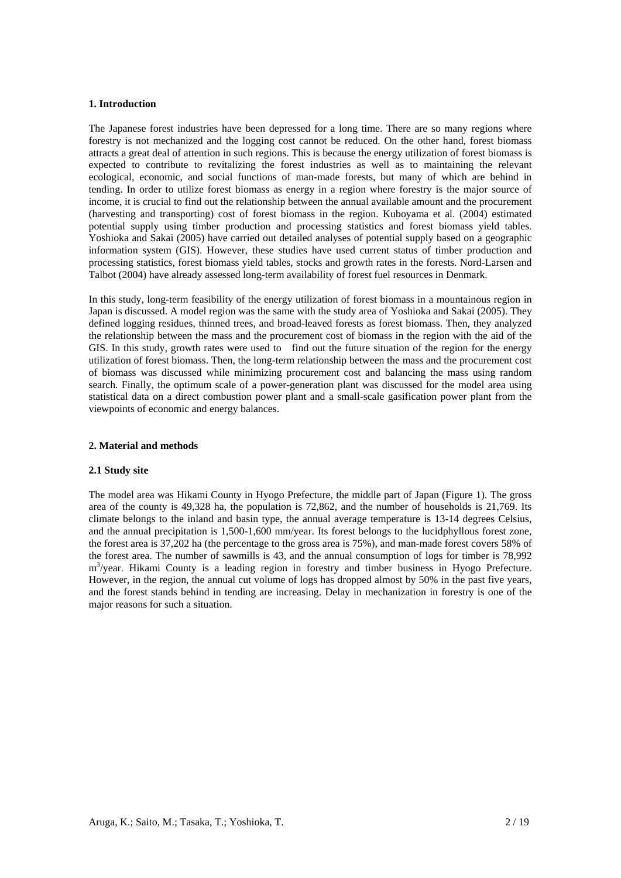### 1. Introduction

The Japanese forest industries have been depressed for a long time. There are so many regions where forestry is not mechanized and the logging cost cannot be reduced. On the other hand, forest biomass attracts a great deal of attention in such regions. This is because the energy utilization of forest biomass is expected to contribute to revitalizing the forest industries as well as to maintaining the relevant ecological, economic, and social functions of man-made forests, but many of which are behind in tending. In order to utilize forest biomass as energy in a region where forestry is the major source of income, it is crucial to find out the relationship between the annual available amount and the procurement (harvesting and transporting) cost of forest biomass in the region. Kuboyama et al. (2004) estimated potential supply using timber production and processing statistics and forest biomass yield tables. Yoshioka and Sakai (2005) have carried out detailed analyses of potential supply based on a geographic information system (GIS). However, these studies have used current status of timber production and processing statistics, forest biomass yield tables, stocks and growth rates in the forests. Nord-Larsen and Talbot (2004) have already assessed long-term availability of forest fuel resources in Denmark.

In this study, long-term feasibility of the energy utilization of forest biomass in a mountainous region in Japan is discussed. A model region was the same with the study area of Yoshioka and Sakai (2005). They defined logging residues, thinned trees, and broad-leaved forests as forest biomass. Then, they analyzed the relationship between the mass and the procurement cost of biomass in the region with the aid of the GIS. In this study, growth rates were used to find out the future situation of the region for the energy utilization of forest biomass. Then, the long-term relationship between the mass and the procurement cost of biomass was discussed while minimizing procurement cost and balancing the mass using random search. Finally, the optimum scale of a power-generation plant was discussed for the model area using statistical data on a direct combustion power plant and a small-scale gasification power plant from the viewpoints of economic and energy balances.

### 2. Material and methods

#### 2.1 Study site

The model area was Hikami County in Hyogo Prefecture, the middle part of Japan (Figure 1). The gross area of the county is 49,328 ha, the population is 72,862, and the number of households is 21,769. Its climate belongs to the inland and basin type, the annual average temperature is 13-14 degrees Celsius, and the annual precipitation is 1,500-1,600 mm/year. Its forest belongs to the lucidphyllous forest zone, the forest area is 37,202 ha (the percentage to the gross area is 75%), and man-made forest covers 58% of the forest area. The number of sawmills is 43, and the annual consumption of logs for timber is 78,992 $m^3$/year. Hikami County is a leading region in forestry and timber business in Hyogo Prefecture. However, in the region, the annual cut volume of logs has dropped almost by 50% in the past five years, and the forest stands behind in tending are increasing. Delay in mechanization in forestry is one of the major reasons for such a situation.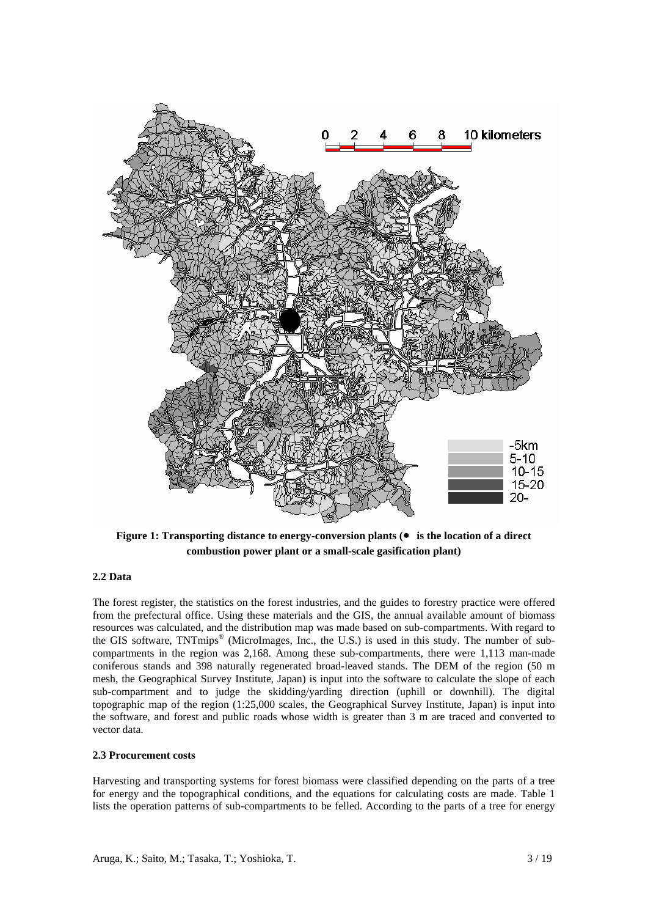**Figure 1: Transporting distance to energy-conversion plants (● is the location of a direct combustion power plant or a small-scale gasification plant)**

### 2.2 Data

The forest register, the statistics on the forest industries, and the guides to forestry practice were offered from the prefectural office. Using these materials and the GIS, the annual available amount of biomass resources was calculated, and the distribution map was made based on sub-compartments. With regard to the GIS software, TNTmips® (MicroImages, Inc., the U.S.) is used in this study. The number of sub-compartments in the region was 2,168. Among these sub-compartments, there were 1,113 man-made coniferous stands and 398 naturally regenerated broad-leaved stands. The DEM of the region (50 m mesh, the Geographical Survey Institute, Japan) is input into the software to calculate the slope of each sub-compartment and to judge the skidding/yarding direction (uphill or downhill). The digital topographic map of the region (1:25,000 scales, the Geographical Survey Institute, Japan) is input into the software, and forest and public roads whose width is greater than 3 m are traced and converted to vector data.

### 2.3 Procurement costs

Harvesting and transporting systems for forest biomass were classified depending on the parts of a tree for energy and the topographical conditions, and the equations for calculating costs are made. Table 1 lists the operation patterns of sub-compartments to be felled. According to the parts of a tree for energy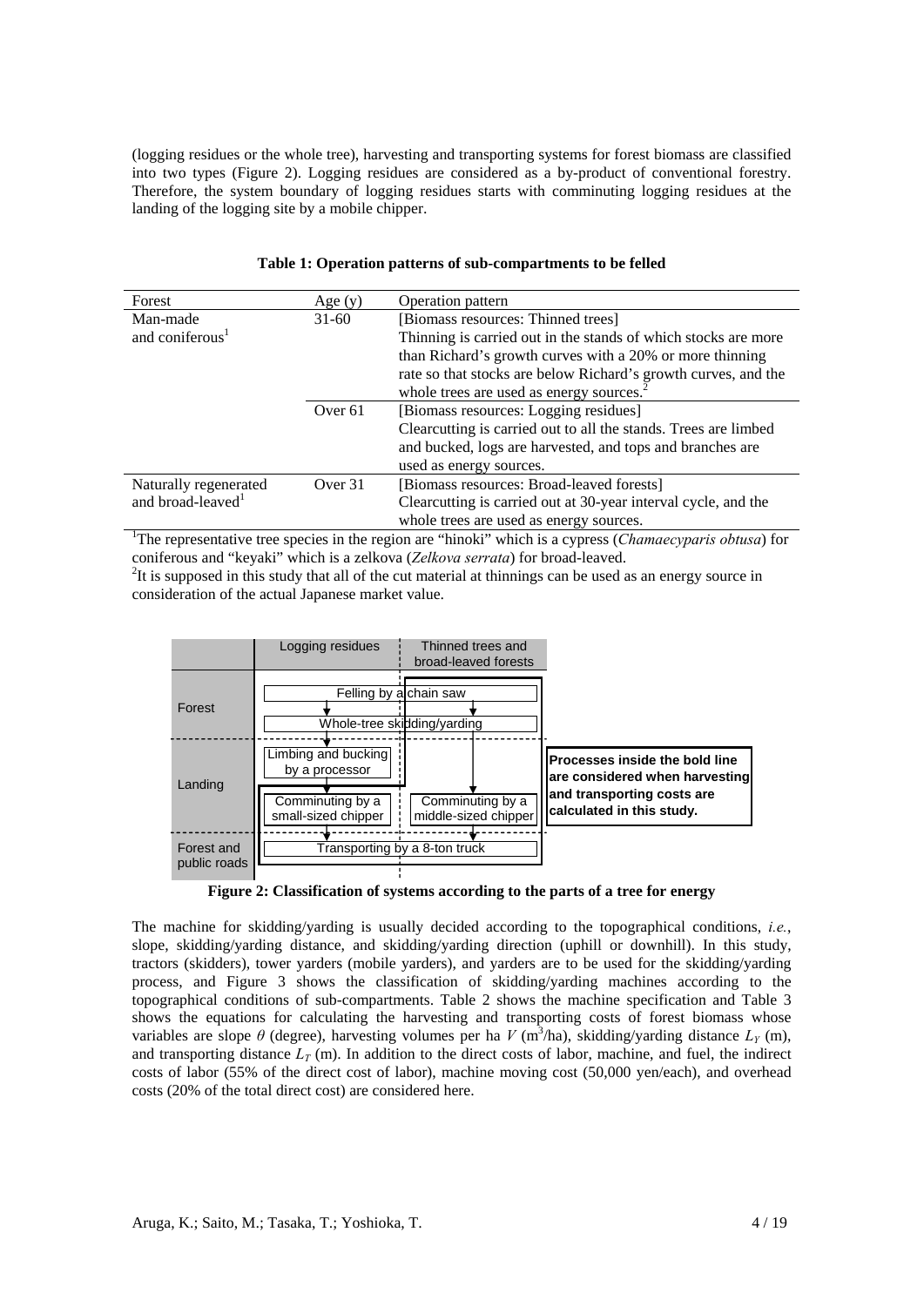(logging residues or the whole tree), harvesting and transporting systems for forest biomass are classified into two types (Figure 2). Logging residues are considered as a by-product of conventional forestry. Therefore, the system boundary of logging residues starts with comminuting logging residues at the landing of the logging site by a mobile chipper.

**Table 1: Operation patterns of sub-compartments to be felled**

| Forest | Age (y) | Operation pattern |
|---|---|---|
| Man-made and coniferous[1] | 31-60 | [Biomass resources: Thinned trees] Thinning is carried out in the stands of which stocks are more than Richard's growth curves with a 20% or more thinning rate so that stocks are below Richard's growth curves, and the whole trees are used as energy sources.[2] |
| | Over 61 | [Biomass resources: Logging residues] Clearcutting is carried out to all the stands. Trees are limbed and bucked, logs are harvested, and tops and branches are used as energy sources. |
| Naturally regenerated and broad-leaved[1] | Over 31 | [Biomass resources: Broad-leaved forests] Clearcutting is carried out at 30-year interval cycle, and the whole trees are used as energy sources. |

[1]The representative tree species in the region are "hinoki" which is a cypress (*Chamaecyparis obtusa*) for coniferous and "keyaki" which is a zelkova (*Zelkova serrata*) for broad-leaved.
[2]It is supposed in this study that all of the cut material at thinnings can be used as an energy source in consideration of the actual Japanese market value.

| | Logging residues | Thinned trees and broad-leaved forests |
|---|---|---|
| Forest | Felling by a chain saw | |
| | Whole-tree skidding/yarding | |
| Landing | Limbing and bucking by a processor | |
| | Comminuting by a small-sized chipper | Comminuting by a middle-sized chipper |
| Forest and public roads | Transporting by a 8-ton truck | |

**Processes inside the bold line are considered when harvesting and transporting costs are calculated in this study.**

**Figure 2: Classification of systems according to the parts of a tree for energy**

The machine for skidding/yarding is usually decided according to the topographical conditions, *i.e.*, slope, skidding/yarding distance, and skidding/yarding direction (uphill or downhill). In this study, tractors (skidders), tower yarders (mobile yarders), and yarders are to be used for the skidding/yarding process, and Figure 3 shows the classification of skidding/yarding machines according to the topographical conditions of sub-compartments. Table 2 shows the machine specification and Table 3 shows the equations for calculating the harvesting and transporting costs of forest biomass whose variables are slope $\theta$ (degree), harvesting volumes per ha $V$ ($m^3$/ha), skidding/yarding distance $L_Y$ (m), and transporting distance $L_T$ (m). In addition to the direct costs of labor, machine, and fuel, the indirect costs of labor (55% of the direct cost of labor), machine moving cost (50,000 yen/each), and overhead costs (20% of the total direct cost) are considered here.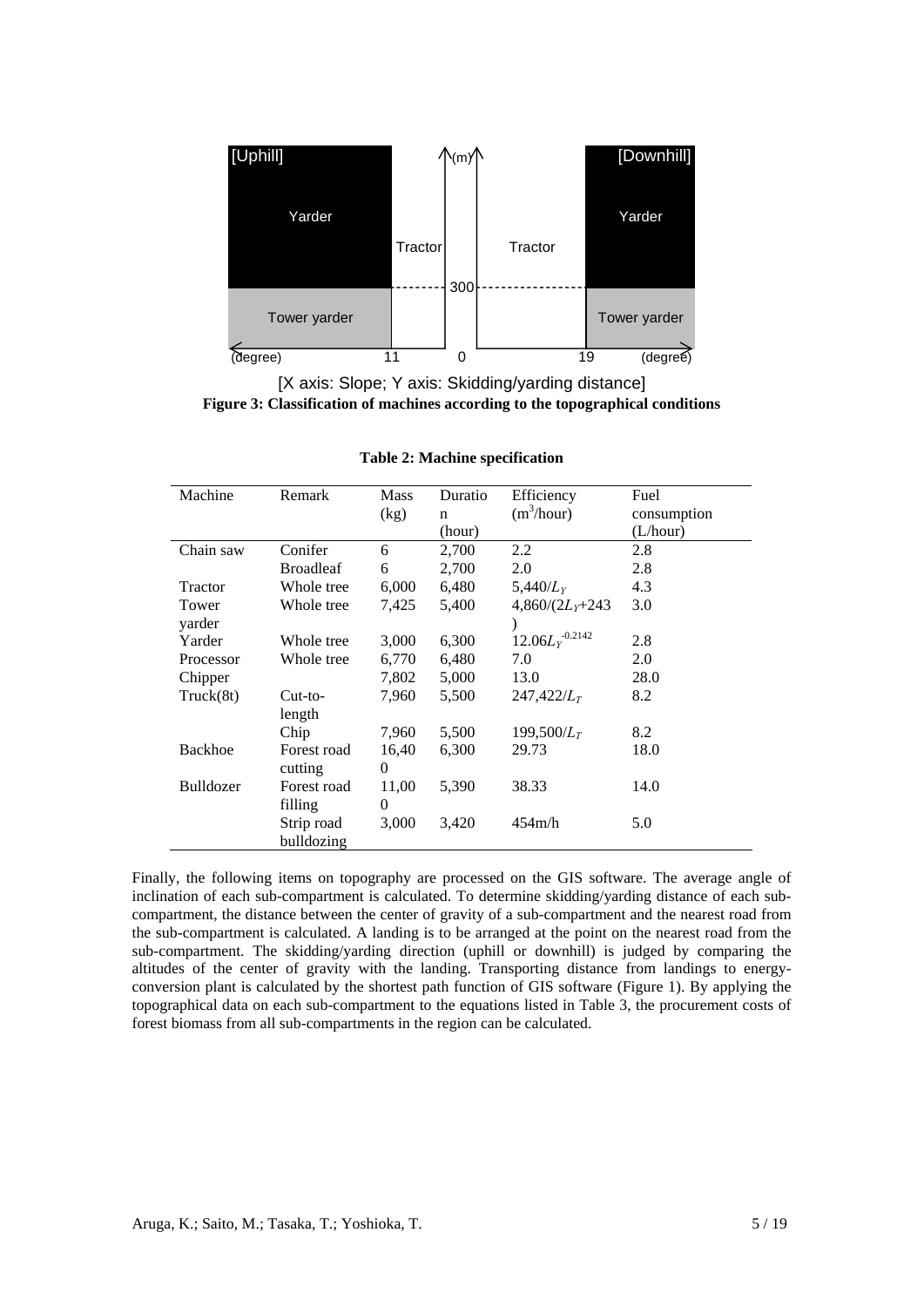[X axis: Slope; Y axis: Skidding/yarding distance]

**Figure 3: Classification of machines according to the topographical conditions**

**Table 2: Machine specification**

| Machine | Remark | Mass (kg) | Duration (hour) | Efficiency ($m^3$/hour) | Fuel consumption (L/hour) |
|---|---|---|---|---|---|
| Chain saw | Conifer | 6 | 2,700 | 2.2 | 2.8 |
| | Broadleaf | 6 | 2,700 | 2.0 | 2.8 |
| Tractor | Whole tree | 6,000 | 6,480 | $5{,}440/L_Y$ | 4.3 |
| Tower yarder | Whole tree | 7,425 | 5,400 | $4{,}860/(2L_Y+243)$ | 3.0 |
| Yarder | Whole tree | 3,000 | 6,300 | $12.06L_Y^{-0.2142}$ | 2.8 |
| Processor | Whole tree | 6,770 | 6,480 | 7.0 | 2.0 |
| Chipper | | 7,802 | 5,000 | 13.0 | 28.0 |
| Truck(8t) | Cut-to-length | 7,960 | 5,500 | $247{,}422/L_T$ | 8.2 |
| | Chip | 7,960 | 5,500 | $199{,}500/L_T$ | 8.2 |
| Backhoe | Forest road cutting | 16,400 | 6,300 | 29.73 | 18.0 |
| Bulldozer | Forest road filling | 11,000 | 5,390 | 38.33 | 14.0 |
| | Strip road bulldozing | 3,000 | 3,420 | 454m/h | 5.0 |

Finally, the following items on topography are processed on the GIS software. The average angle of inclination of each sub-compartment is calculated. To determine skidding/yarding distance of each sub-compartment, the distance between the center of gravity of a sub-compartment and the nearest road from the sub-compartment is calculated. A landing is to be arranged at the point on the nearest road from the sub-compartment. The skidding/yarding direction (uphill or downhill) is judged by comparing the altitudes of the center of gravity with the landing. Transporting distance from landings to energy-conversion plant is calculated by the shortest path function of GIS software (Figure 1). By applying the topographical data on each sub-compartment to the equations listed in Table 3, the procurement costs of forest biomass from all sub-compartments in the region can be calculated.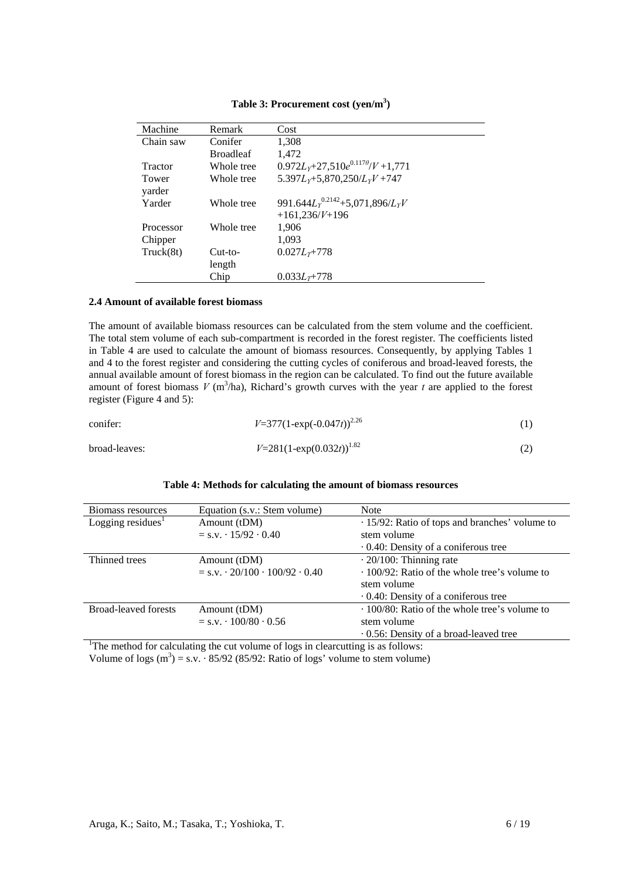**Table 3: Procurement cost (yen/m$^3$)**

| Machine | Remark | Cost |
|---|---|---|
| Chain saw | Conifer | 1,308 |
| | Broadleaf | 1,472 |
| Tractor | Whole tree | $0.972L_Y$+27,510$e^{0.117\theta}/V$+1,771 |
| Tower yarder | Whole tree | $5.397L_Y$+5,870,250/$L_YV$+747 |
| Yarder | Whole tree | $991.644L_Y^{0.2142}$+5,071,896/$L_YV$ +161,236/$V$+196 |
| Processor | Whole tree | 1,906 |
| Chipper | | 1,093 |
| Truck(8t) | Cut-to-length | $0.027L_T$+778 |
| | Chip | $0.033L_T$+778 |

### 2.4 Amount of available forest biomass

The amount of available biomass resources can be calculated from the stem volume and the coefficient. The total stem volume of each sub-compartment is recorded in the forest register. The coefficients listed in Table 4 are used to calculate the amount of biomass resources. Consequently, by applying Tables 1 and 4 to the forest register and considering the cutting cycles of coniferous and broad-leaved forests, the annual available amount of forest biomass in the region can be calculated. To find out the future available amount of forest biomass $V$ (m$^3$/ha), Richard's growth curves with the year $t$ are applied to the forest register (Figure 4 and 5):

conifer: $$V=377(1-\exp(-0.047t))^{2.26} \quad (1)$$

broad-leaves: $$V=281(1-\exp(0.032t))^{1.82} \quad (2)$$

**Table 4: Methods for calculating the amount of biomass resources**

| Biomass resources | Equation (s.v.: Stem volume) | Note |
|---|---|---|
| Logging residues[1] | Amount (tDM) = s.v. · 15/92 · 0.40 | · 15/92: Ratio of tops and branches' volume to stem volume<br>· 0.40: Density of a coniferous tree |
| Thinned trees | Amount (tDM) = s.v. · 20/100 · 100/92 · 0.40 | · 20/100: Thinning rate<br>· 100/92: Ratio of the whole tree's volume to stem volume<br>· 0.40: Density of a coniferous tree |
| Broad-leaved forests | Amount (tDM) = s.v. · 100/80 · 0.56 | · 100/80: Ratio of the whole tree's volume to stem volume<br>· 0.56: Density of a broad-leaved tree |

[1]The method for calculating the cut volume of logs in clearcutting is as follows:
Volume of logs (m$^3$) = s.v. · 85/92 (85/92: Ratio of logs' volume to stem volume)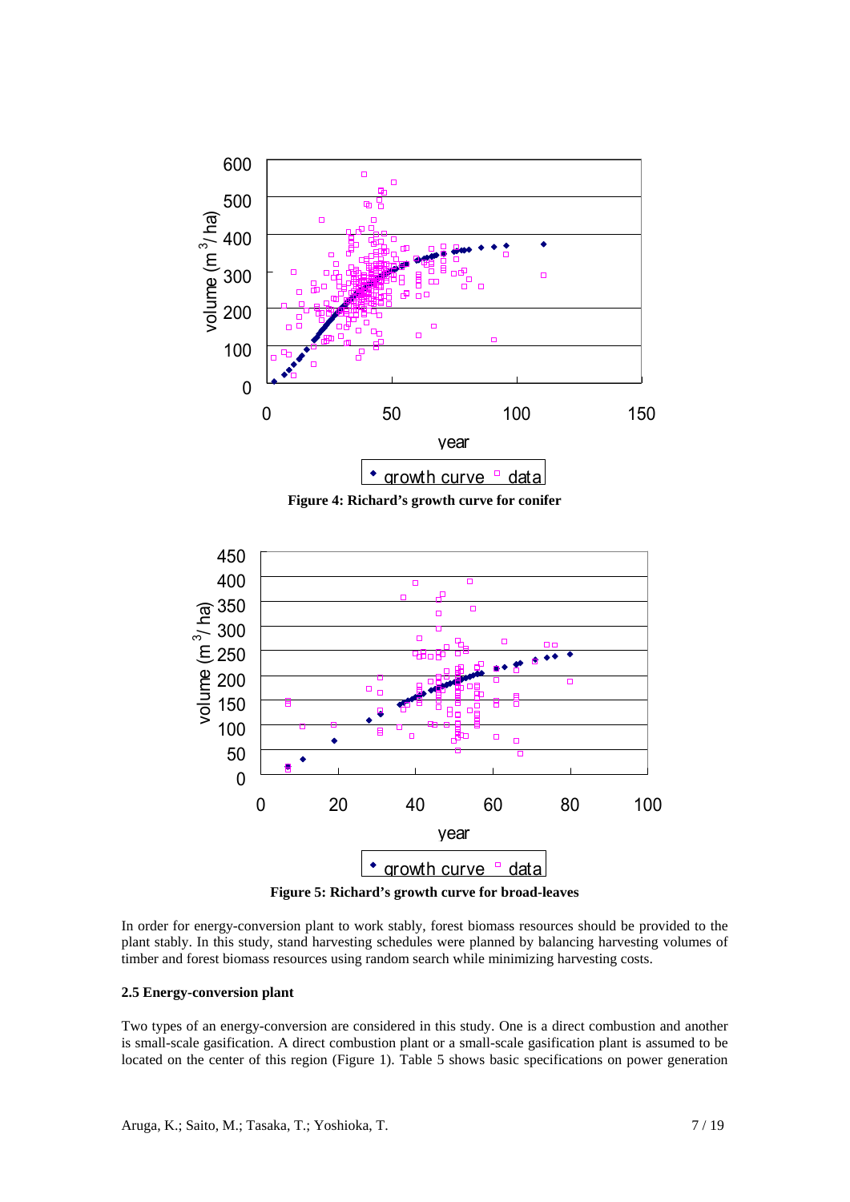**Figure 4: Richard's growth curve for conifer**

**Figure 5: Richard's growth curve for broad-leaves**

In order for energy-conversion plant to work stably, forest biomass resources should be provided to the plant stably. In this study, stand harvesting schedules were planned by balancing harvesting volumes of timber and forest biomass resources using random search while minimizing harvesting costs.

### 2.5 Energy-conversion plant

Two types of an energy-conversion are considered in this study. One is a direct combustion and another is small-scale gasification. A direct combustion plant or a small-scale gasification plant is assumed to be located on the center of this region (Figure 1). Table 5 shows basic specifications on power generation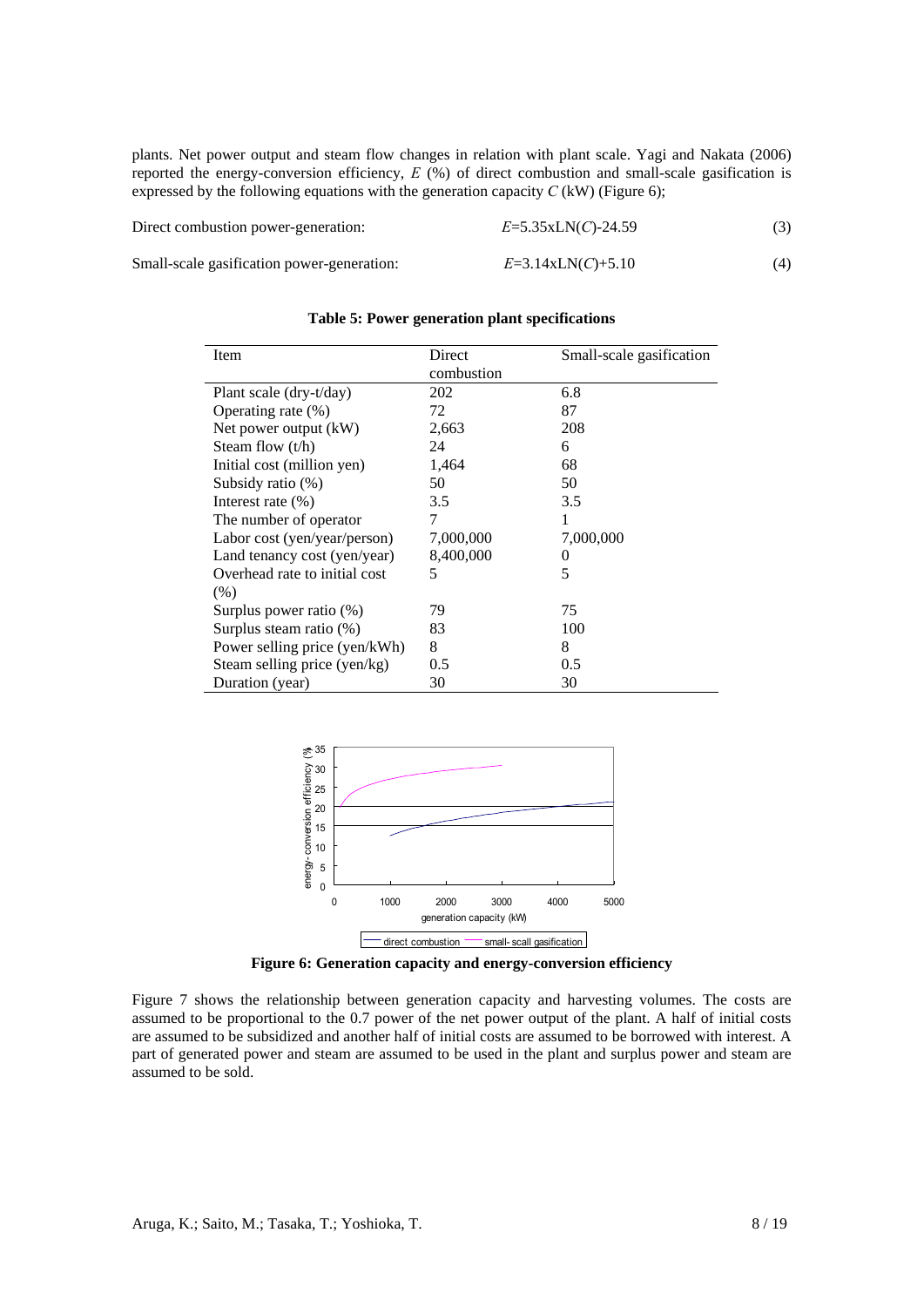plants. Net power output and steam flow changes in relation with plant scale. Yagi and Nakata (2006) reported the energy-conversion efficiency, $E$ (%) of direct combustion and small-scale gasification is expressed by the following equations with the generation capacity $C$ (kW) (Figure 6);

Direct combustion power-generation: $E=5.35\mathrm{xLN}(C)-24.59$ (3)

Small-scale gasification power-generation: $E=3.14\mathrm{xLN}(C)+5.10$ (4)

**Table 5: Power generation plant specifications**

| Item | Direct combustion | Small-scale gasification |
|---|---|---|
| Plant scale (dry-t/day) | 202 | 6.8 |
| Operating rate (%) | 72 | 87 |
| Net power output (kW) | 2,663 | 208 |
| Steam flow (t/h) | 24 | 6 |
| Initial cost (million yen) | 1,464 | 68 |
| Subsidy ratio (%) | 50 | 50 |
| Interest rate (%) | 3.5 | 3.5 |
| The number of operator | 7 | 1 |
| Labor cost (yen/year/person) | 7,000,000 | 7,000,000 |
| Land tenancy cost (yen/year) | 8,400,000 | 0 |
| Overhead rate to initial cost (%) | 5 | 5 |
| Surplus power ratio (%) | 79 | 75 |
| Surplus steam ratio (%) | 83 | 100 |
| Power selling price (yen/kWh) | 8 | 8 |
| Steam selling price (yen/kg) | 0.5 | 0.5 |
| Duration (year) | 30 | 30 |

**Figure 6: Generation capacity and energy-conversion efficiency**

Figure 7 shows the relationship between generation capacity and harvesting volumes. The costs are assumed to be proportional to the 0.7 power of the net power output of the plant. A half of initial costs are assumed to be subsidized and another half of initial costs are assumed to be borrowed with interest. A part of generated power and steam are assumed to be used in the plant and surplus power and steam are assumed to be sold.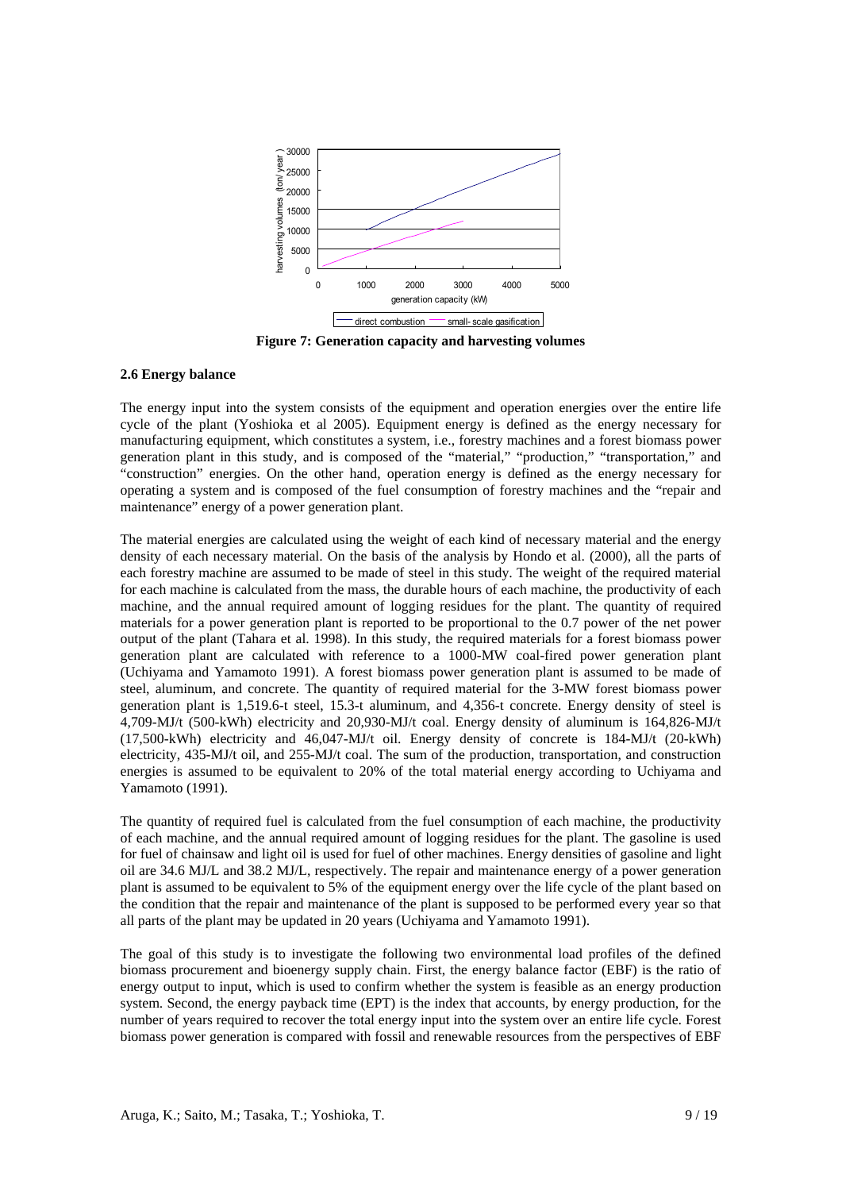**Figure 7: Generation capacity and harvesting volumes**

### 2.6 Energy balance

The energy input into the system consists of the equipment and operation energies over the entire life cycle of the plant (Yoshioka et al 2005). Equipment energy is defined as the energy necessary for manufacturing equipment, which constitutes a system, i.e., forestry machines and a forest biomass power generation plant in this study, and is composed of the "material," "production," "transportation," and "construction" energies. On the other hand, operation energy is defined as the energy necessary for operating a system and is composed of the fuel consumption of forestry machines and the "repair and maintenance" energy of a power generation plant.

The material energies are calculated using the weight of each kind of necessary material and the energy density of each necessary material. On the basis of the analysis by Hondo et al. (2000), all the parts of each forestry machine are assumed to be made of steel in this study. The weight of the required material for each machine is calculated from the mass, the durable hours of each machine, the productivity of each machine, and the annual required amount of logging residues for the plant. The quantity of required materials for a power generation plant is reported to be proportional to the 0.7 power of the net power output of the plant (Tahara et al. 1998). In this study, the required materials for a forest biomass power generation plant are calculated with reference to a 1000-MW coal-fired power generation plant (Uchiyama and Yamamoto 1991). A forest biomass power generation plant is assumed to be made of steel, aluminum, and concrete. The quantity of required material for the 3-MW forest biomass power generation plant is 1,519.6-t steel, 15.3-t aluminum, and 4,356-t concrete. Energy density of steel is 4,709-MJ/t (500-kWh) electricity and 20,930-MJ/t coal. Energy density of aluminum is 164,826-MJ/t (17,500-kWh) electricity and 46,047-MJ/t oil. Energy density of concrete is 184-MJ/t (20-kWh) electricity, 435-MJ/t oil, and 255-MJ/t coal. The sum of the production, transportation, and construction energies is assumed to be equivalent to 20% of the total material energy according to Uchiyama and Yamamoto (1991).

The quantity of required fuel is calculated from the fuel consumption of each machine, the productivity of each machine, and the annual required amount of logging residues for the plant. The gasoline is used for fuel of chainsaw and light oil is used for fuel of other machines. Energy densities of gasoline and light oil are 34.6 MJ/L and 38.2 MJ/L, respectively. The repair and maintenance energy of a power generation plant is assumed to be equivalent to 5% of the equipment energy over the life cycle of the plant based on the condition that the repair and maintenance of the plant is supposed to be performed every year so that all parts of the plant may be updated in 20 years (Uchiyama and Yamamoto 1991).

The goal of this study is to investigate the following two environmental load profiles of the defined biomass procurement and bioenergy supply chain. First, the energy balance factor (EBF) is the ratio of energy output to input, which is used to confirm whether the system is feasible as an energy production system. Second, the energy payback time (EPT) is the index that accounts, by energy production, for the number of years required to recover the total energy input into the system over an entire life cycle. Forest biomass power generation is compared with fossil and renewable resources from the perspectives of EBF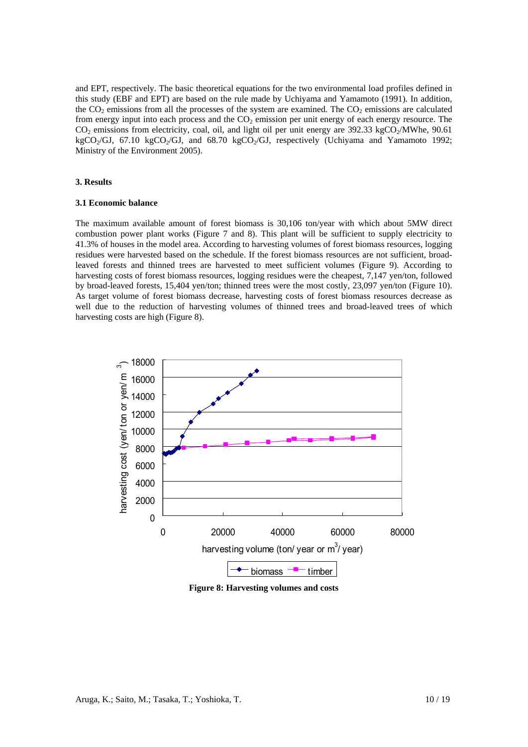and EPT, respectively. The basic theoretical equations for the two environmental load profiles defined in this study (EBF and EPT) are based on the rule made by Uchiyama and Yamamoto (1991). In addition, the $CO_2$ emissions from all the processes of the system are examined. The $CO_2$ emissions are calculated from energy input into each process and the $CO_2$ emission per unit energy of each energy resource. The $CO_2$ emissions from electricity, coal, oil, and light oil per unit energy are 392.33 kg$CO_2$/MWhe, 90.61 kg$CO_2$/GJ, 67.10 kg$CO_2$/GJ, and 68.70 kg$CO_2$/GJ, respectively (Uchiyama and Yamamoto 1992; Ministry of the Environment 2005).

## 3. Results

### 3.1 Economic balance

The maximum available amount of forest biomass is 30,106 ton/year with which about 5MW direct combustion power plant works (Figure 7 and 8). This plant will be sufficient to supply electricity to 41.3% of houses in the model area. According to harvesting volumes of forest biomass resources, logging residues were harvested based on the schedule. If the forest biomass resources are not sufficient, broad-leaved forests and thinned trees are harvested to meet sufficient volumes (Figure 9). According to harvesting costs of forest biomass resources, logging residues were the cheapest, 7,147 yen/ton, followed by broad-leaved forests, 15,404 yen/ton; thinned trees were the most costly, 23,097 yen/ton (Figure 10). As target volume of forest biomass decrease, harvesting costs of forest biomass resources decrease as well due to the reduction of harvesting volumes of thinned trees and broad-leaved trees of which harvesting costs are high (Figure 8).

**Figure 8: Harvesting volumes and costs**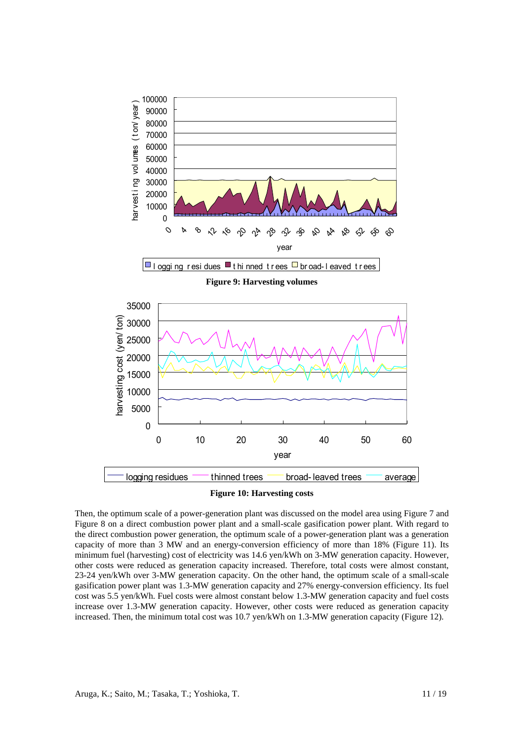**Figure 9: Harvesting volumes**

**Figure 10: Harvesting costs**

Then, the optimum scale of a power-generation plant was discussed on the model area using Figure 7 and Figure 8 on a direct combustion power plant and a small-scale gasification power plant. With regard to the direct combustion power generation, the optimum scale of a power-generation plant was a generation capacity of more than 3 MW and an energy-conversion efficiency of more than 18% (Figure 11). Its minimum fuel (harvesting) cost of electricity was 14.6 yen/kWh on 3-MW generation capacity. However, other costs were reduced as generation capacity increased. Therefore, total costs were almost constant, 23-24 yen/kWh over 3-MW generation capacity. On the other hand, the optimum scale of a small-scale gasification power plant was 1.3-MW generation capacity and 27% energy-conversion efficiency. Its fuel cost was 5.5 yen/kWh. Fuel costs were almost constant below 1.3-MW generation capacity and fuel costs increase over 1.3-MW generation capacity. However, other costs were reduced as generation capacity increased. Then, the minimum total cost was 10.7 yen/kWh on 1.3-MW generation capacity (Figure 12).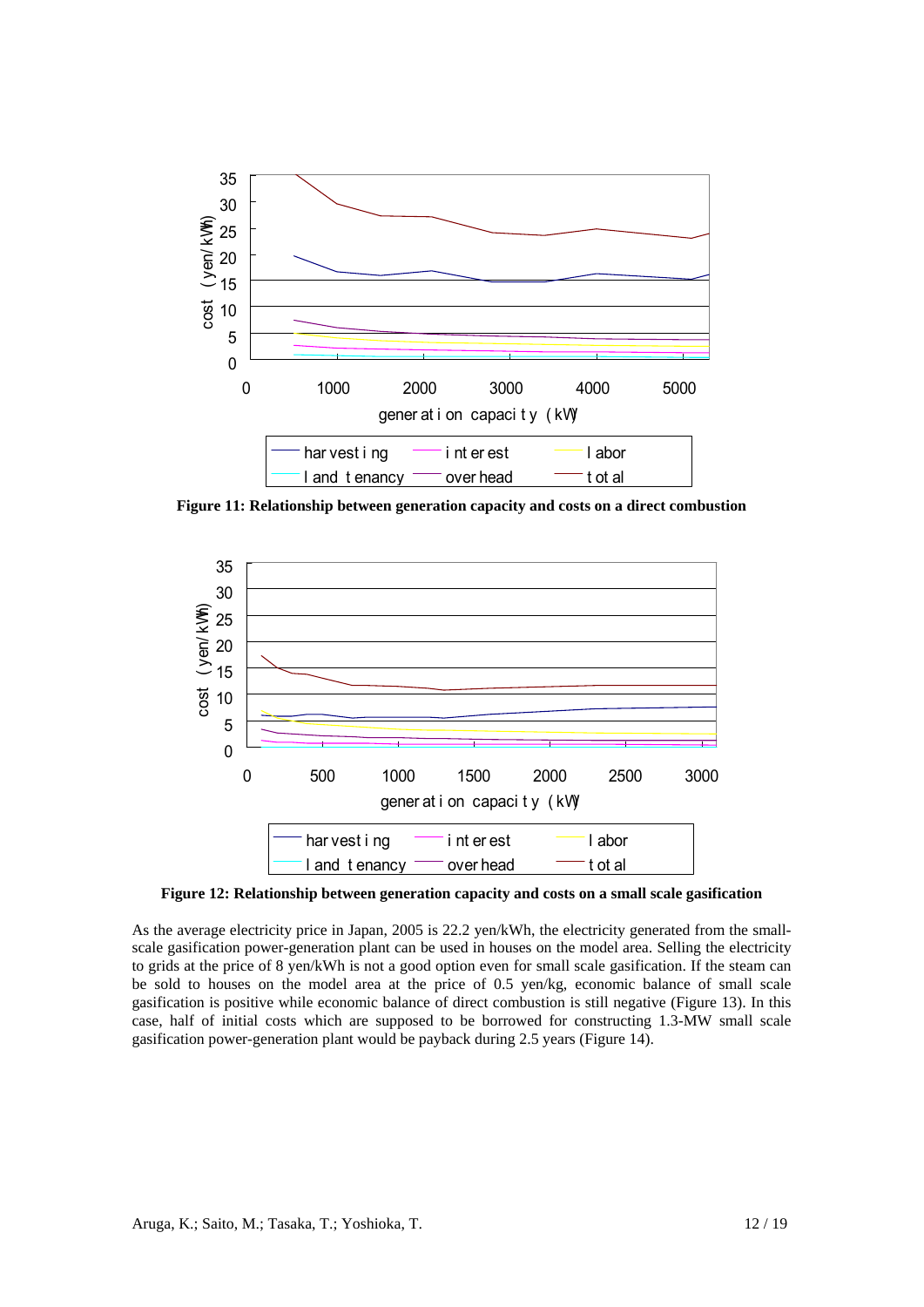Figure 11: Relationship between generation capacity and costs on a direct combustion

Figure 12: Relationship between generation capacity and costs on a small scale gasification

As the average electricity price in Japan, 2005 is 22.2 yen/kWh, the electricity generated from the small-scale gasification power-generation plant can be used in houses on the model area. Selling the electricity to grids at the price of 8 yen/kWh is not a good option even for small scale gasification. If the steam can be sold to houses on the model area at the price of 0.5 yen/kg, economic balance of small scale gasification is positive while economic balance of direct combustion is still negative (Figure 13). In this case, half of initial costs which are supposed to be borrowed for constructing 1.3-MW small scale gasification power-generation plant would be payback during 2.5 years (Figure 14).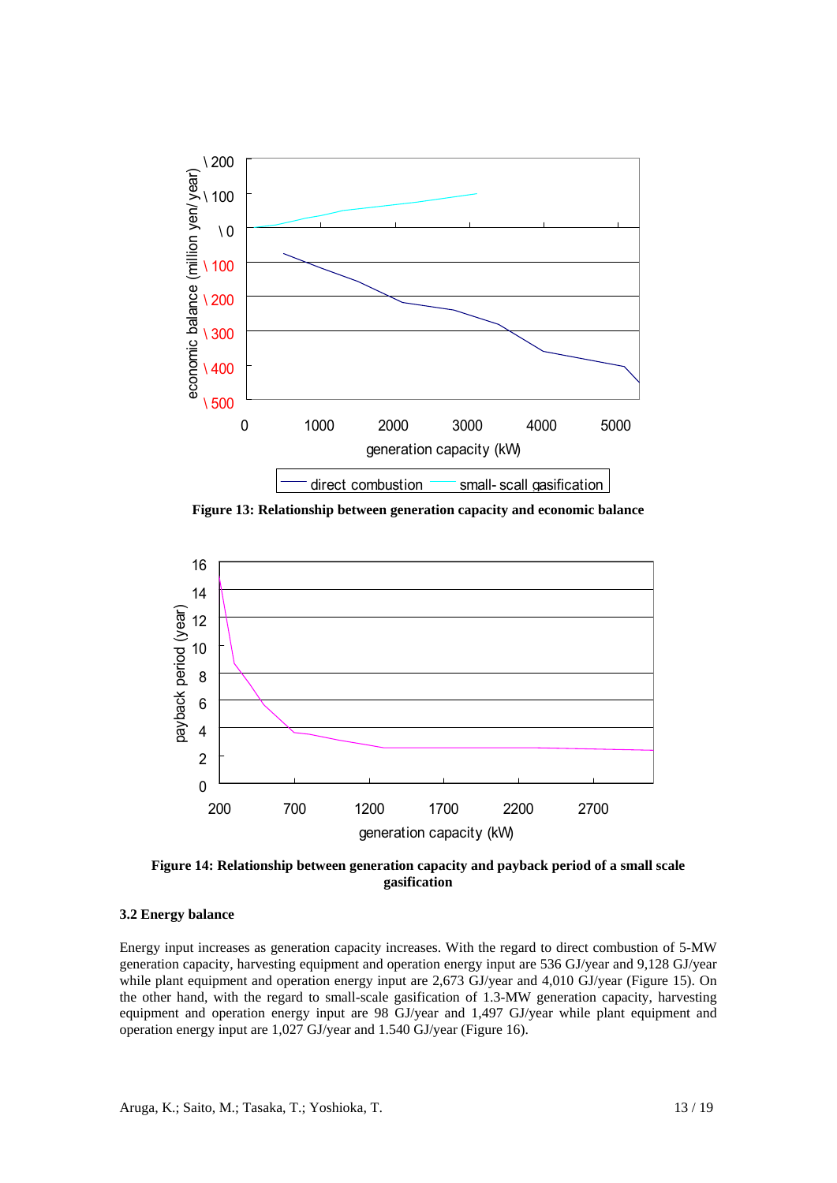**Figure 13: Relationship between generation capacity and economic balance**

**Figure 14: Relationship between generation capacity and payback period of a small scale gasification**

### 3.2 Energy balance

Energy input increases as generation capacity increases. With the regard to direct combustion of 5-MW generation capacity, harvesting equipment and operation energy input are 536 GJ/year and 9,128 GJ/year while plant equipment and operation energy input are 2,673 GJ/year and 4,010 GJ/year (Figure 15). On the other hand, with the regard to small-scale gasification of 1.3-MW generation capacity, harvesting equipment and operation energy input are 98 GJ/year and 1,497 GJ/year while plant equipment and operation energy input are 1,027 GJ/year and 1.540 GJ/year (Figure 16).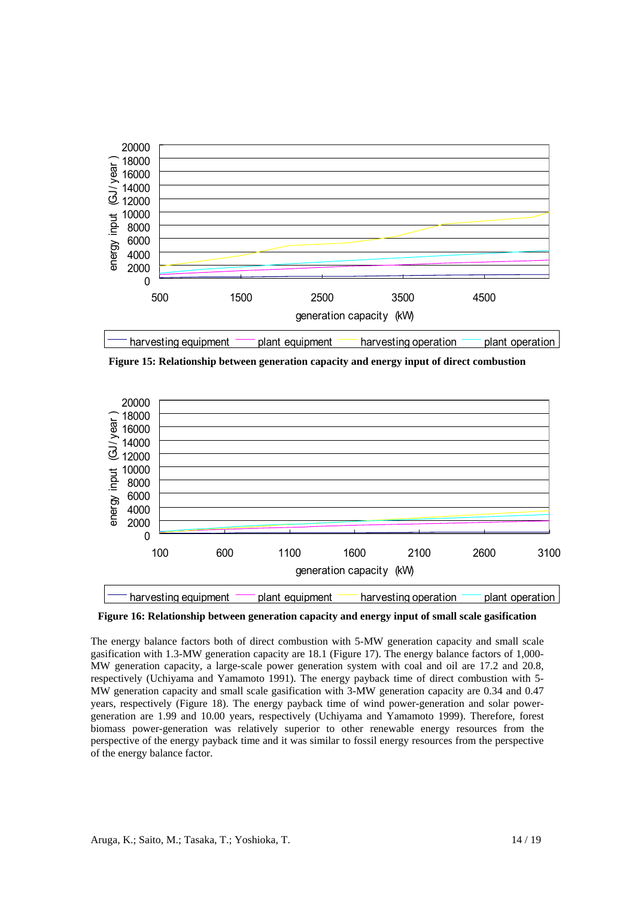Figure 15: Relationship between generation capacity and energy input of direct combustion

Figure 16: Relationship between generation capacity and energy input of small scale gasification

The energy balance factors both of direct combustion with 5-MW generation capacity and small scale gasification with 1.3-MW generation capacity are 18.1 (Figure 17). The energy balance factors of 1,000-MW generation capacity, a large-scale power generation system with coal and oil are 17.2 and 20.8, respectively (Uchiyama and Yamamoto 1991). The energy payback time of direct combustion with 5-MW generation capacity and small scale gasification with 3-MW generation capacity are 0.34 and 0.47 years, respectively (Figure 18). The energy payback time of wind power-generation and solar power-generation are 1.99 and 10.00 years, respectively (Uchiyama and Yamamoto 1999). Therefore, forest biomass power-generation was relatively superior to other renewable energy resources from the perspective of the energy payback time and it was similar to fossil energy resources from the perspective of the energy balance factor.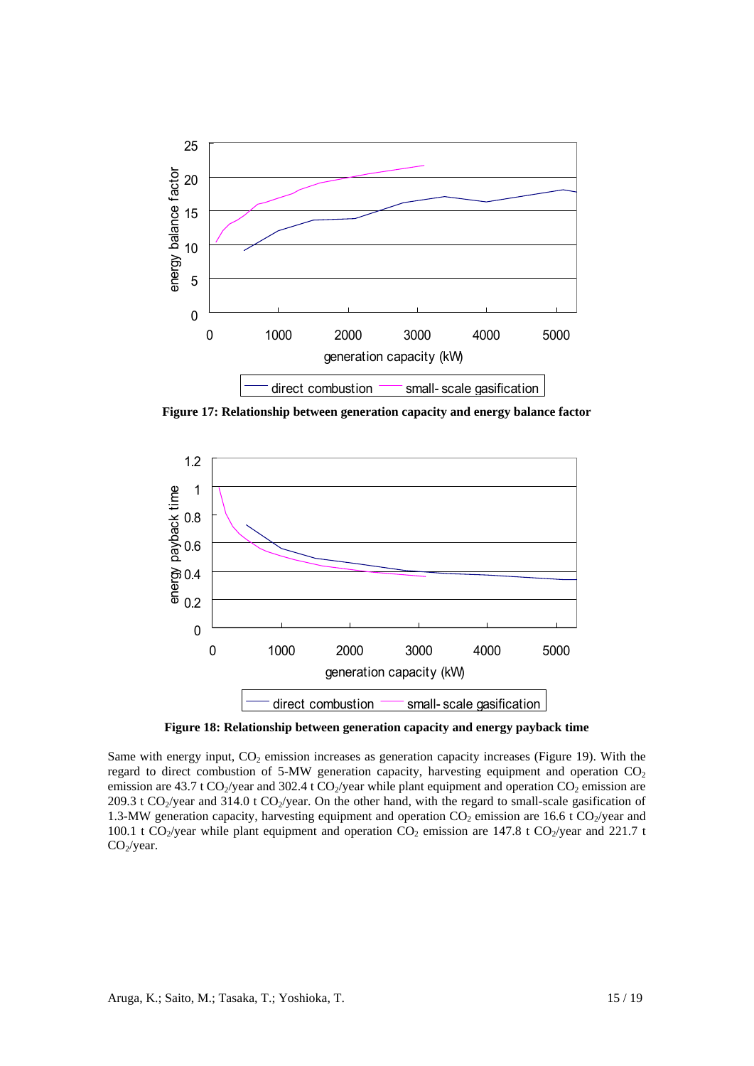Figure 17: Relationship between generation capacity and energy balance factor

Figure 18: Relationship between generation capacity and energy payback time

Same with energy input, $CO_2$ emission increases as generation capacity increases (Figure 19). With the regard to direct combustion of 5-MW generation capacity, harvesting equipment and operation $CO_2$ emission are 43.7 t $CO_2$/year and 302.4 t $CO_2$/year while plant equipment and operation $CO_2$ emission are 209.3 t $CO_2$/year and 314.0 t $CO_2$/year. On the other hand, with the regard to small-scale gasification of 1.3-MW generation capacity, harvesting equipment and operation $CO_2$ emission are 16.6 t $CO_2$/year and 100.1 t $CO_2$/year while plant equipment and operation $CO_2$ emission are 147.8 t $CO_2$/year and 221.7 t $CO_2$/year.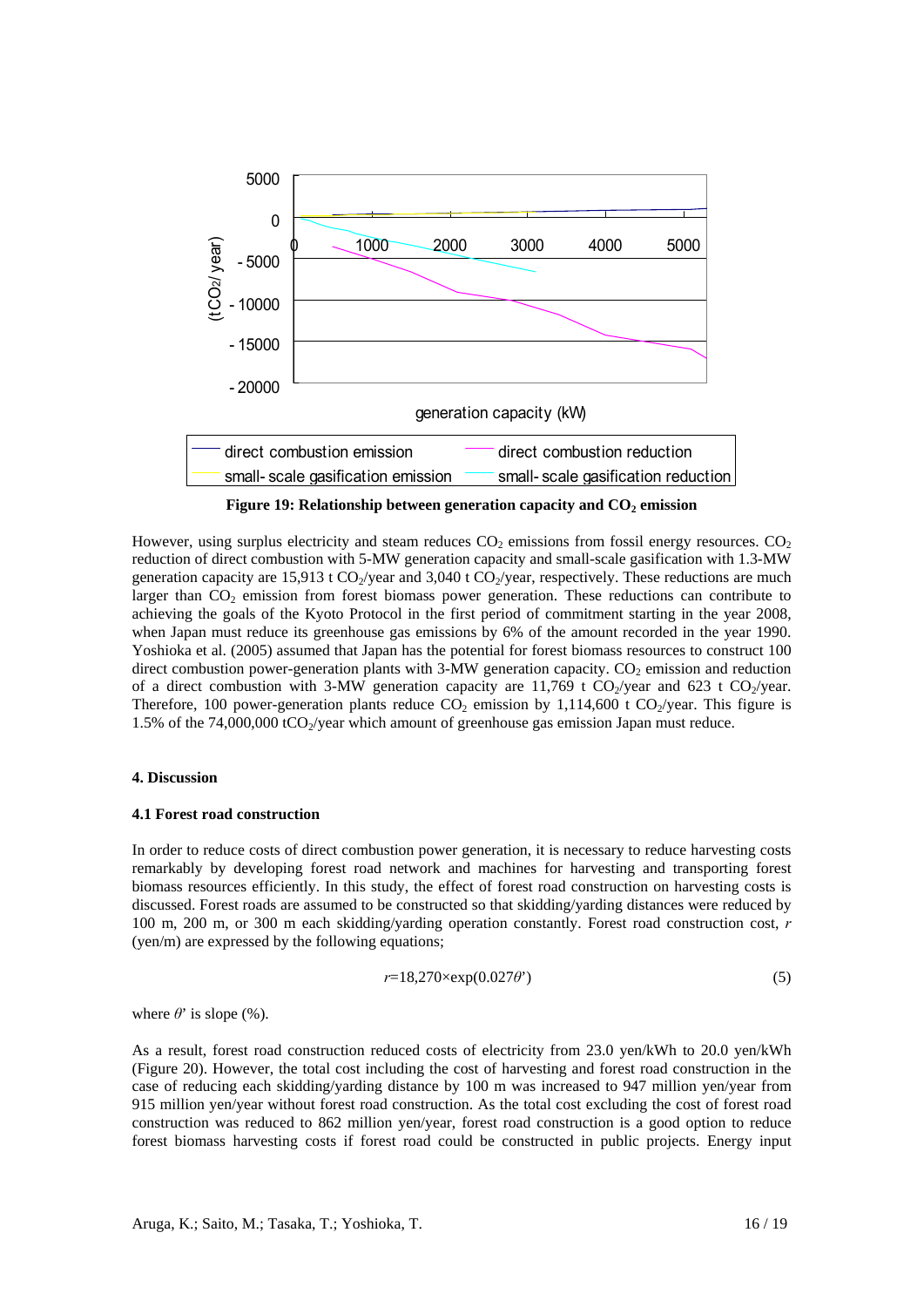Figure 19: Relationship between generation capacity and $CO_2$ emission

However, using surplus electricity and steam reduces $CO_2$ emissions from fossil energy resources. $CO_2$ reduction of direct combustion with 5-MW generation capacity and small-scale gasification with 1.3-MW generation capacity are 15,913 t $CO_2$/year and 3,040 t $CO_2$/year, respectively. These reductions are much larger than $CO_2$ emission from forest biomass power generation. These reductions can contribute to achieving the goals of the Kyoto Protocol in the first period of commitment starting in the year 2008, when Japan must reduce its greenhouse gas emissions by 6% of the amount recorded in the year 1990. Yoshioka et al. (2005) assumed that Japan has the potential for forest biomass resources to construct 100 direct combustion power-generation plants with 3-MW generation capacity. $CO_2$ emission and reduction of a direct combustion with 3-MW generation capacity are 11,769 t $CO_2$/year and 623 t $CO_2$/year. Therefore, 100 power-generation plants reduce $CO_2$ emission by 1,114,600 t $CO_2$/year. This figure is 1.5% of the 74,000,000 t$CO_2$/year which amount of greenhouse gas emission Japan must reduce.

## 4. Discussion

### 4.1 Forest road construction

In order to reduce costs of direct combustion power generation, it is necessary to reduce harvesting costs remarkably by developing forest road network and machines for harvesting and transporting forest biomass resources efficiently. In this study, the effect of forest road construction on harvesting costs is discussed. Forest roads are assumed to be constructed so that skidding/yarding distances were reduced by 100 m, 200 m, or 300 m each skidding/yarding operation constantly. Forest road construction cost, $r$ (yen/m) are expressed by the following equations;

$$r = 18{,}270 \times \exp(0.027\theta') \tag{5}$$

where $\theta'$ is slope (%).

As a result, forest road construction reduced costs of electricity from 23.0 yen/kWh to 20.0 yen/kWh (Figure 20). However, the total cost including the cost of harvesting and forest road construction in the case of reducing each skidding/yarding distance by 100 m was increased to 947 million yen/year from 915 million yen/year without forest road construction. As the total cost excluding the cost of forest road construction was reduced to 862 million yen/year, forest road construction is a good option to reduce forest biomass harvesting costs if forest road could be constructed in public projects. Energy input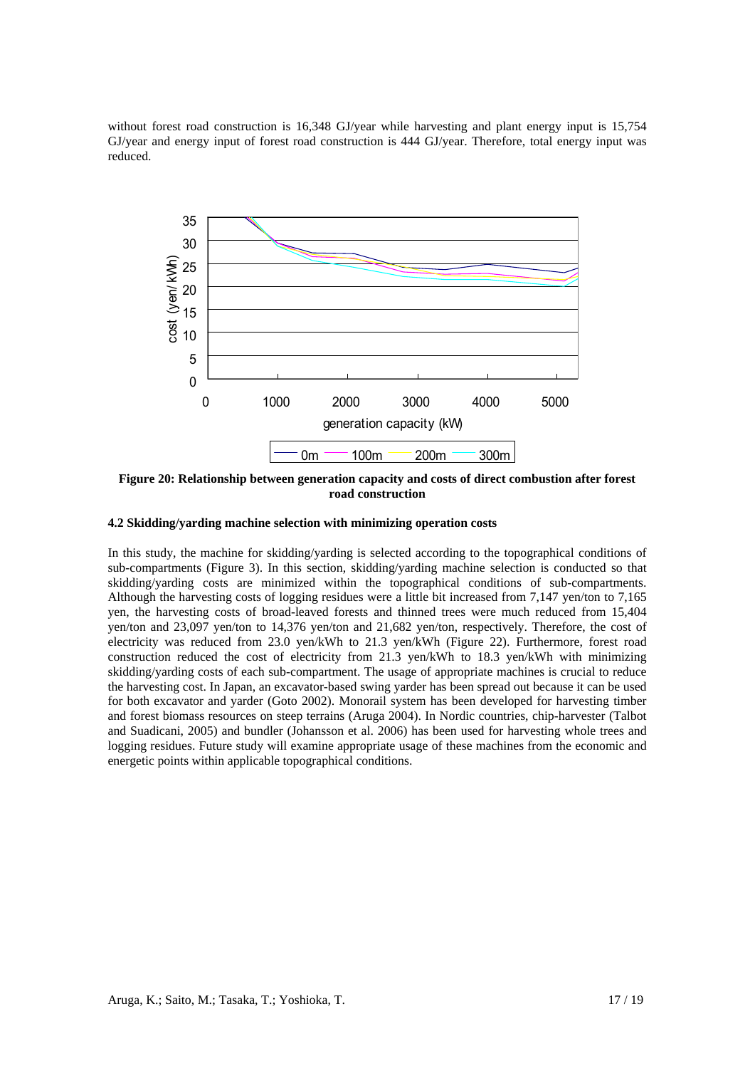without forest road construction is 16,348 GJ/year while harvesting and plant energy input is 15,754 GJ/year and energy input of forest road construction is 444 GJ/year. Therefore, total energy input was reduced.

**Figure 20: Relationship between generation capacity and costs of direct combustion after forest road construction**

#### 4.2 Skidding/yarding machine selection with minimizing operation costs

In this study, the machine for skidding/yarding is selected according to the topographical conditions of sub-compartments (Figure 3). In this section, skidding/yarding machine selection is conducted so that skidding/yarding costs are minimized within the topographical conditions of sub-compartments. Although the harvesting costs of logging residues were a little bit increased from 7,147 yen/ton to 7,165 yen, the harvesting costs of broad-leaved forests and thinned trees were much reduced from 15,404 yen/ton and 23,097 yen/ton to 14,376 yen/ton and 21,682 yen/ton, respectively. Therefore, the cost of electricity was reduced from 23.0 yen/kWh to 21.3 yen/kWh (Figure 22). Furthermore, forest road construction reduced the cost of electricity from 21.3 yen/kWh to 18.3 yen/kWh with minimizing skidding/yarding costs of each sub-compartment. The usage of appropriate machines is crucial to reduce the harvesting cost. In Japan, an excavator-based swing yarder has been spread out because it can be used for both excavator and yarder (Goto 2002). Monorail system has been developed for harvesting timber and forest biomass resources on steep terrains (Aruga 2004). In Nordic countries, chip-harvester (Talbot and Suadicani, 2005) and bundler (Johansson et al. 2006) has been used for harvesting whole trees and logging residues. Future study will examine appropriate usage of these machines from the economic and energetic points within applicable topographical conditions.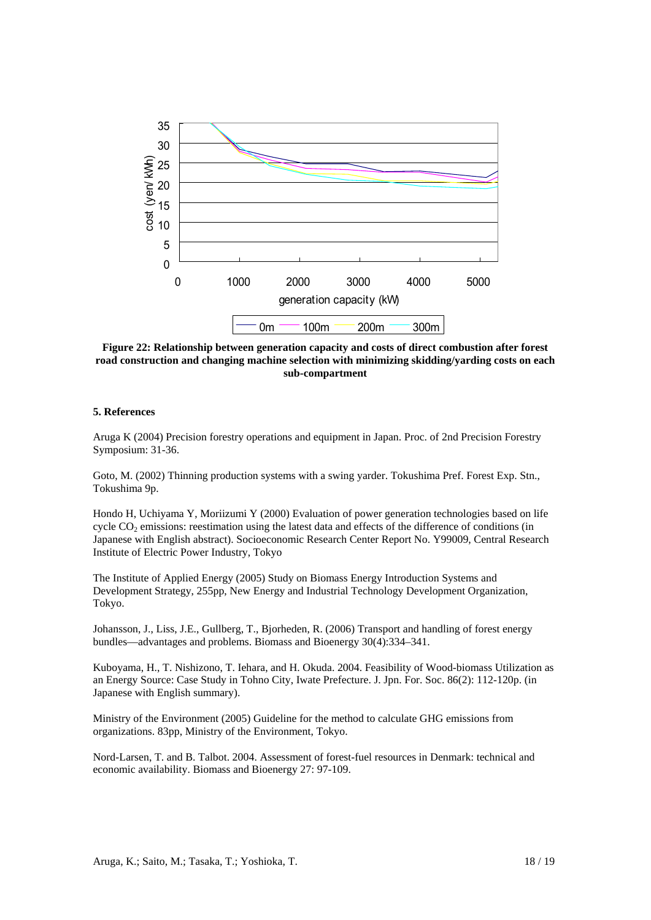**Figure 22: Relationship between generation capacity and costs of direct combustion after forest road construction and changing machine selection with minimizing skidding/yarding costs on each sub-compartment**

## 5. References

Aruga K (2004) Precision forestry operations and equipment in Japan. Proc. of 2nd Precision Forestry Symposium: 31-36.

Goto, M. (2002) Thinning production systems with a swing yarder. Tokushima Pref. Forest Exp. Stn., Tokushima 9p.

Hondo H, Uchiyama Y, Moriizumi Y (2000) Evaluation of power generation technologies based on life cycle $CO_2$ emissions: reestimation using the latest data and effects of the difference of conditions (in Japanese with English abstract). Socioeconomic Research Center Report No. Y99009, Central Research Institute of Electric Power Industry, Tokyo

The Institute of Applied Energy (2005) Study on Biomass Energy Introduction Systems and Development Strategy, 255pp, New Energy and Industrial Technology Development Organization, Tokyo.

Johansson, J., Liss, J.E., Gullberg, T., Bjorheden, R. (2006) Transport and handling of forest energy bundles—advantages and problems. Biomass and Bioenergy 30(4):334–341.

Kuboyama, H., T. Nishizono, T. Iehara, and H. Okuda. 2004. Feasibility of Wood-biomass Utilization as an Energy Source: Case Study in Tohno City, Iwate Prefecture. J. Jpn. For. Soc. 86(2): 112-120p. (in Japanese with English summary).

Ministry of the Environment (2005) Guideline for the method to calculate GHG emissions from organizations. 83pp, Ministry of the Environment, Tokyo.

Nord-Larsen, T. and B. Talbot. 2004. Assessment of forest-fuel resources in Denmark: technical and economic availability. Biomass and Bioenergy 27: 97-109.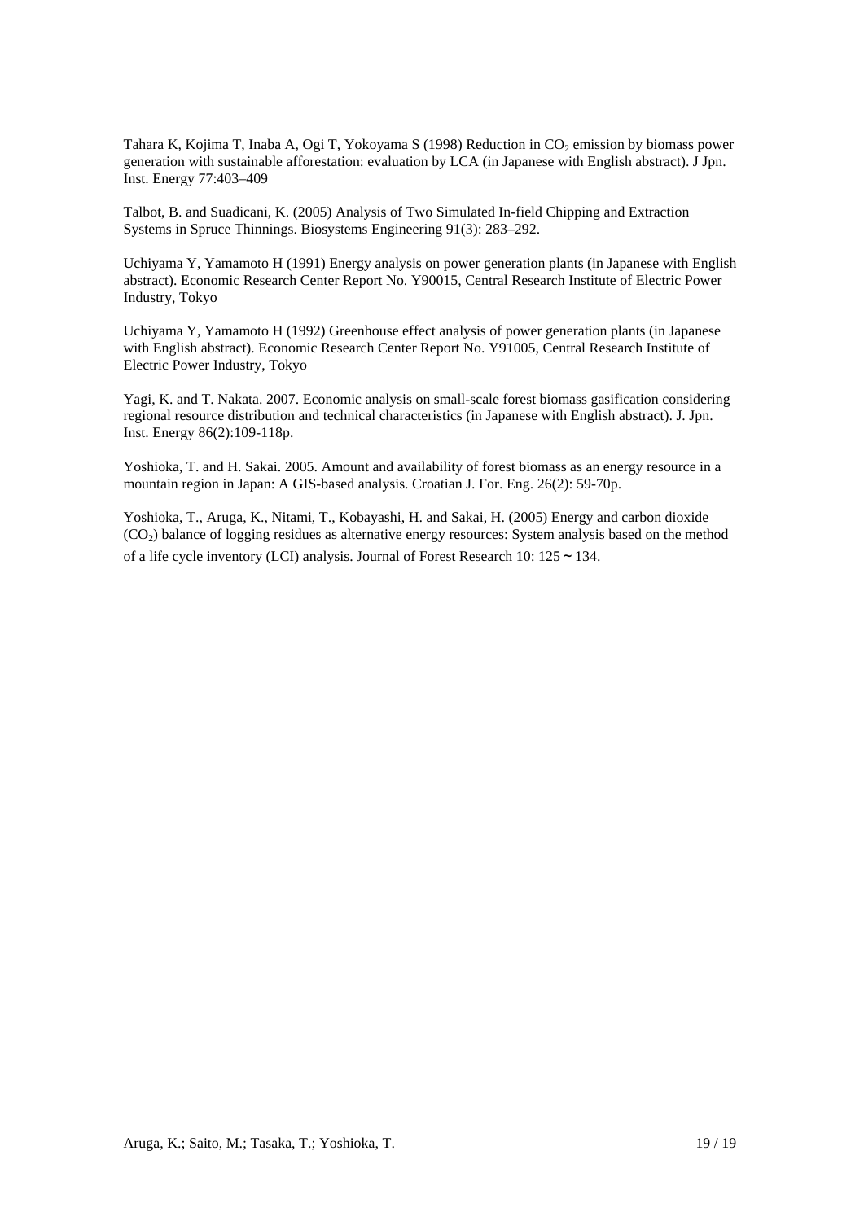Tahara K, Kojima T, Inaba A, Ogi T, Yokoyama S (1998) Reduction in $CO_2$ emission by biomass power generation with sustainable afforestation: evaluation by LCA (in Japanese with English abstract). J Jpn. Inst. Energy 77:403–409

Talbot, B. and Suadicani, K. (2005) Analysis of Two Simulated In-field Chipping and Extraction Systems in Spruce Thinnings. Biosystems Engineering 91(3): 283–292.

Uchiyama Y, Yamamoto H (1991) Energy analysis on power generation plants (in Japanese with English abstract). Economic Research Center Report No. Y90015, Central Research Institute of Electric Power Industry, Tokyo

Uchiyama Y, Yamamoto H (1992) Greenhouse effect analysis of power generation plants (in Japanese with English abstract). Economic Research Center Report No. Y91005, Central Research Institute of Electric Power Industry, Tokyo

Yagi, K. and T. Nakata. 2007. Economic analysis on small-scale forest biomass gasification considering regional resource distribution and technical characteristics (in Japanese with English abstract). J. Jpn. Inst. Energy 86(2):109-118p.

Yoshioka, T. and H. Sakai. 2005. Amount and availability of forest biomass as an energy resource in a mountain region in Japan: A GIS-based analysis. Croatian J. For. Eng. 26(2): 59-70p.

Yoshioka, T., Aruga, K., Nitami, T., Kobayashi, H. and Sakai, H. (2005) Energy and carbon dioxide ($CO_2$) balance of logging residues as alternative energy resources: System analysis based on the method of a life cycle inventory (LCI) analysis. Journal of Forest Research 10: 125～134.